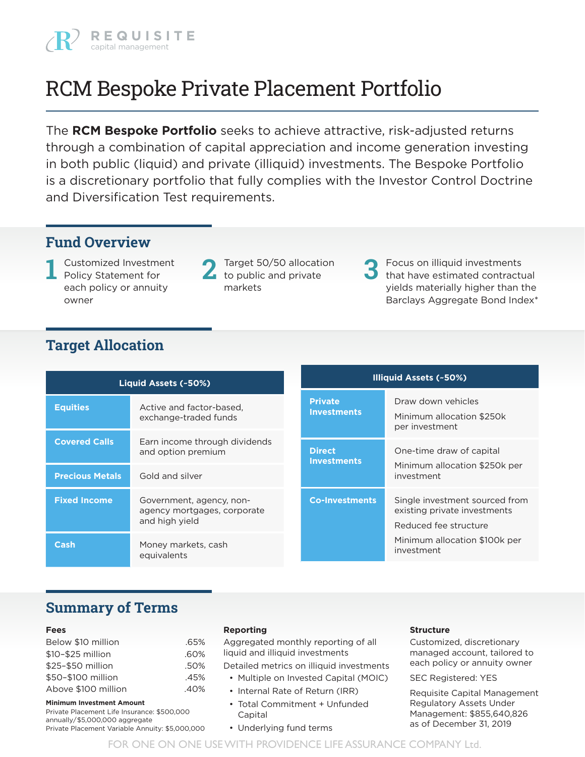REQUISITE capital management

# RCM Bespoke Private Placement Portfolio

The **RCM Bespoke Portfolio** seeks to achieve attractive, risk-adjusted returns through a combination of capital appreciation and income generation investing in both public (liquid) and private (illiquid) investments. The Bespoke Portfolio is a discretionary portfolio that fully complies with the Investor Control Doctrine and Diversification Test requirements.

## Fund Overview

1. Customized Investment Policy Statement for each policy or annuity owner
2. Target 50/50 allocation to public and private markets
3. Focus on illiquid investments that have estimated contractual yields materially higher than the Barclays Aggregate Bond Index*

## Target Allocation

| Liquid Assets (~50%) | |
|---|---|
| **Equities** | Active and factor-based, exchange-traded funds |
| **Covered Calls** | Earn income through dividends and option premium |
| **Precious Metals** | Gold and silver |
| **Fixed Income** | Government, agency, non-agency mortgages, corporate and high yield |
| **Cash** | Money markets, cash equivalents |

| Illiquid Assets (~50%) | |
|---|---|
| **Private Investments** | Draw down vehicles<br>Minimum allocation $250k per investment |
| **Direct Investments** | One-time draw of capital<br>Minimum allocation $250k per investment |
| **Co-Investments** | Single investment sourced from existing private investments<br>Reduced fee structure<br>Minimum allocation $100k per investment |

## Summary of Terms

### Fees

| | |
|---|---|
| Below $10 million | .65% |
| $10–$25 million | .60% |
| $25–$50 million | .50% |
| $50–$100 million | .45% |
| Above $100 million | .40% |

**Minimum Investment Amount**

Private Placement Life Insurance: $500,000 annually/$5,000,000 aggregate
Private Placement Variable Annuity: $5,000,000

### Reporting

Aggregated monthly reporting of all liquid and illiquid investments

Detailed metrics on illiquid investments

- Multiple on Invested Capital (MOIC)
- Internal Rate of Return (IRR)
- Total Commitment + Unfunded Capital
- Underlying fund terms

### Structure

Customized, discretionary managed account, tailored to each policy or annuity owner

SEC Registered: YES

Requisite Capital Management Regulatory Assets Under Management: $855,640,826 as of December 31, 2019

FOR ONE ON ONE USE WITH PROVIDENCE LIFE ASSURANCE COMPANY Ltd.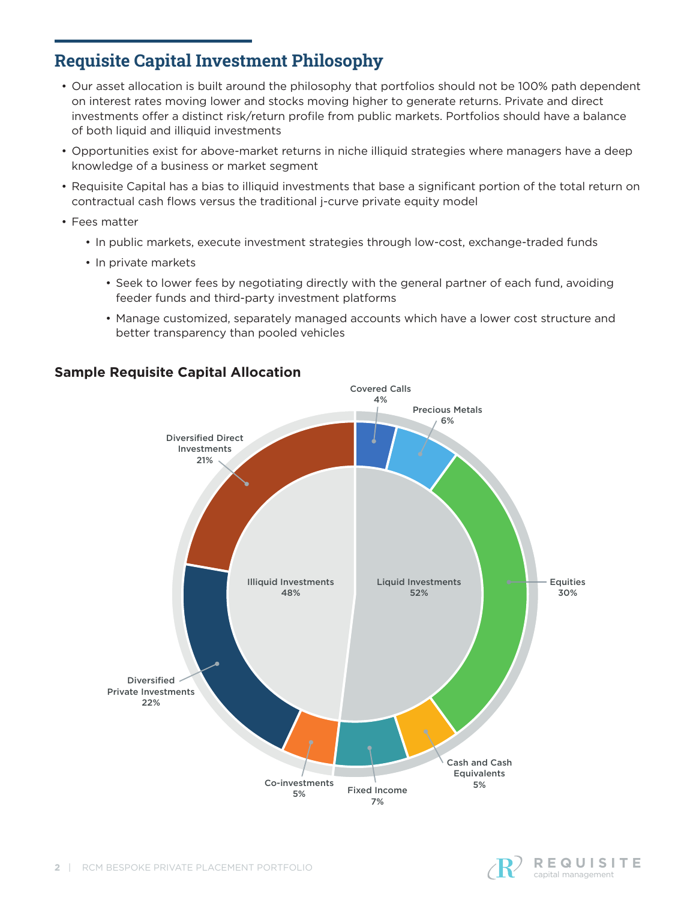## Requisite Capital Investment Philosophy

- Our asset allocation is built around the philosophy that portfolios should not be 100% path dependent on interest rates moving lower and stocks moving higher to generate returns. Private and direct investments offer a distinct risk/return profile from public markets. Portfolios should have a balance of both liquid and illiquid investments
- Opportunities exist for above-market returns in niche illiquid strategies where managers have a deep knowledge of a business or market segment
- Requisite Capital has a bias to illiquid investments that base a significant portion of the total return on contractual cash flows versus the traditional j-curve private equity model
- Fees matter
  - In public markets, execute investment strategies through low-cost, exchange-traded funds
  - In private markets
    - Seek to lower fees by negotiating directly with the general partner of each fund, avoiding feeder funds and third-party investment platforms
    - Manage customized, separately managed accounts which have a lower cost structure and better transparency than pooled vehicles

### Sample Requisite Capital Allocation

Illiquid Investments 48%

- Diversified Direct Investments 21%
- Diversified Private Investments 22%
- Co-investments 5%

Liquid Investments 52%

- Covered Calls 4%
- Precious Metals 6%
- Equities 30%
- Cash and Cash Equivalents 5%
- Fixed Income 7%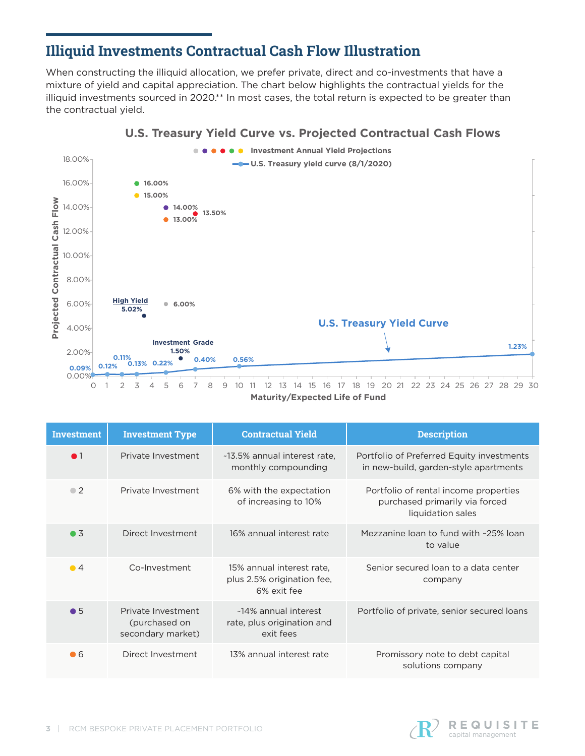## Illiquid Investments Contractual Cash Flow Illustration

When constructing the illiquid allocation, we prefer private, direct and co-investments that have a mixture of yield and capital appreciation. The chart below highlights the contractual yields for the illiquid investments sourced in 2020.** In most cases, the total return is expected to be greater than the contractual yield.

**U.S. Treasury Yield Curve vs. Projected Contractual Cash Flows**

- Investment Annual Yield Projections
- U.S. Treasury yield curve (8/1/2020)

| Maturity/Expected Life of Fund | Projected Contractual Cash Flow |
|---|---|
| U.S. Treasury Yield Curve: 0 | 0.09% |
| U.S. Treasury Yield Curve: 1 | 0.12% |
| U.S. Treasury Yield Curve: 2 | 0.11% |
| U.S. Treasury Yield Curve: 3 | 0.13% |
| U.S. Treasury Yield Curve: 5 | 0.22% |
| U.S. Treasury Yield Curve: 7 | 0.40% |
| U.S. Treasury Yield Curve: 10 | 0.56% |
| U.S. Treasury Yield Curve: 30 | 1.23% |
| Investment 3 | 16.00% |
| Investment 4 | 15.00% |
| Investment 5 | 14.00% |
| Investment 1 | 13.50% |
| Investment 6 | 13.00% |
| Investment 2 | 6.00% |
| High Yield | 5.02% |
| Investment Grade | 1.50% |

| Investment | Investment Type | Contractual Yield | Description |
|---|---|---|---|
| ● 1 | Private Investment | ~13.5% annual interest rate, monthly compounding | Portfolio of Preferred Equity investments in new-build, garden-style apartments |
| ● 2 | Private Investment | 6% with the expectation of increasing to 10% | Portfolio of rental income properties purchased primarily via forced liquidation sales |
| ● 3 | Direct Investment | 16% annual interest rate | Mezzanine loan to fund with ~25% loan to value |
| ● 4 | Co-Investment | 15% annual interest rate, plus 2.5% origination fee, 6% exit fee | Senior secured loan to a data center company |
| ● 5 | Private Investment (purchased on secondary market) | ~14% annual interest rate, plus origination and exit fees | Portfolio of private, senior secured loans |
| ● 6 | Direct Investment | 13% annual interest rate | Promissory note to debt capital solutions company |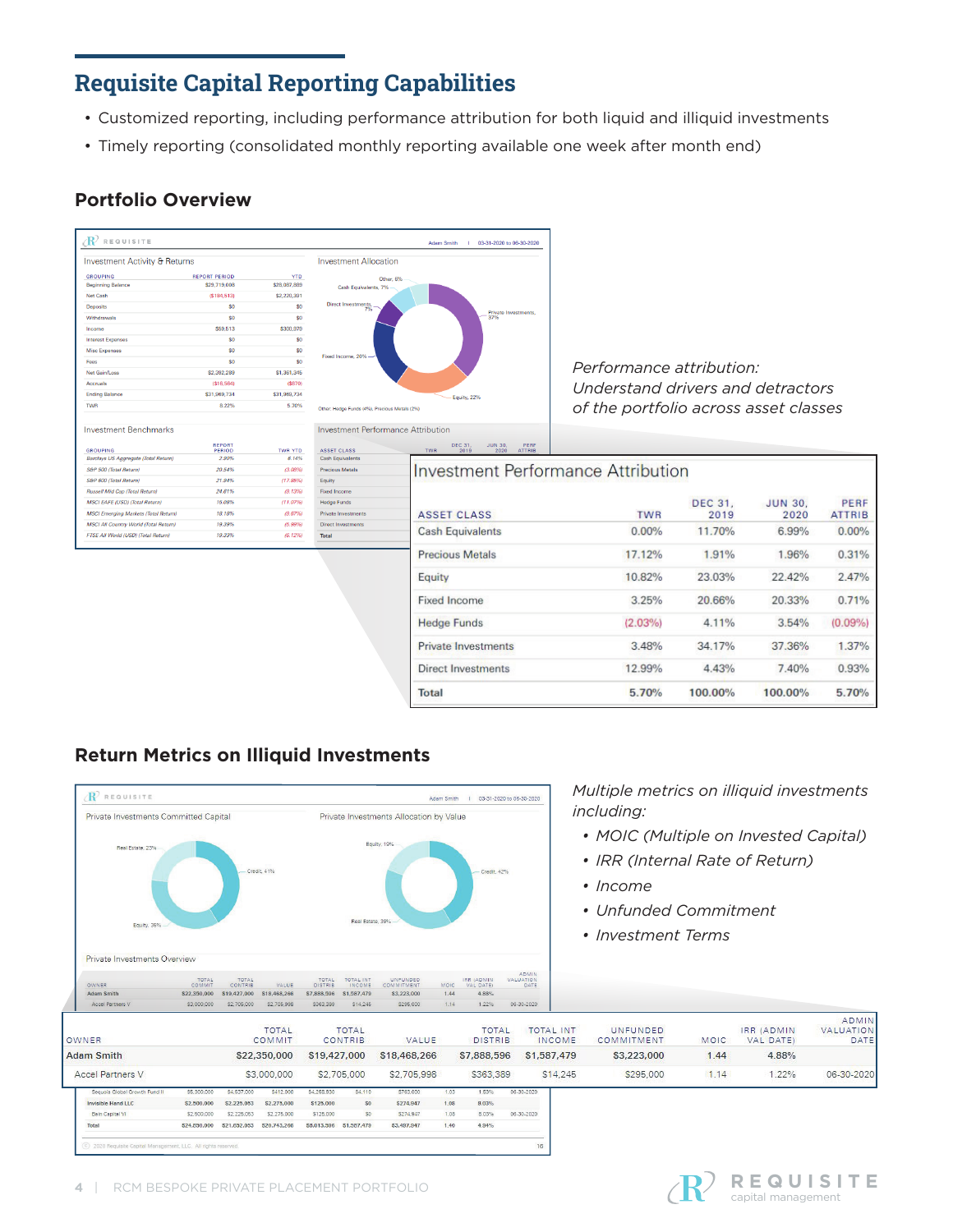# Requisite Capital Reporting Capabilities

- Customized reporting, including performance attribution for both liquid and illiquid investments
- Timely reporting (consolidated monthly reporting available one week after month end)

## Portfolio Overview

*Performance attribution: Understand drivers and detractors of the portfolio across asset classes*

**Investment Performance Attribution**

| ASSET CLASS | TWR | DEC 31, 2019 | JUN 30, 2020 | PERF ATTRIB |
|---|---|---|---|---|
| Cash Equivalents | 0.00% | 11.70% | 6.99% | 0.00% |
| Precious Metals | 17.12% | 1.91% | 1.96% | 0.31% |
| Equity | 10.82% | 23.03% | 22.42% | 2.47% |
| Fixed Income | 3.25% | 20.66% | 20.33% | 0.71% |
| Hedge Funds | (2.03%) | 4.11% | 3.54% | (0.09%) |
| Private Investments | 3.48% | 34.17% | 37.36% | 1.37% |
| Direct Investments | 12.99% | 4.43% | 7.40% | 0.93% |
| **Total** | **5.70%** | **100.00%** | **100.00%** | **5.70%** |

## Return Metrics on Illiquid Investments

*Multiple metrics on illiquid investments including:*

- *MOIC (Multiple on Invested Capital)*
- *IRR (Internal Rate of Return)*
- *Income*
- *Unfunded Commitment*
- *Investment Terms*

| OWNER | TOTAL COMMIT | TOTAL CONTRIB | VALUE | TOTAL DISTRIB | TOTAL INT INCOME | UNFUNDED COMMITMENT | MOIC | IRR (ADMIN VAL DATE) | ADMIN VALUATION DATE |
|---|---|---|---|---|---|---|---|---|---|
| Adam Smith | $22,350,000 | $19,427,000 | $18,468,266 | $7,888,596 | $1,587,479 | $3,223,000 | 1.44 | 4.88% | |
| Accel Partners V | $3,000,000 | $2,705,000 | $2,705,998 | $363,389 | $14,245 | $295,000 | 1.14 | 1.22% | 06-30-2020 |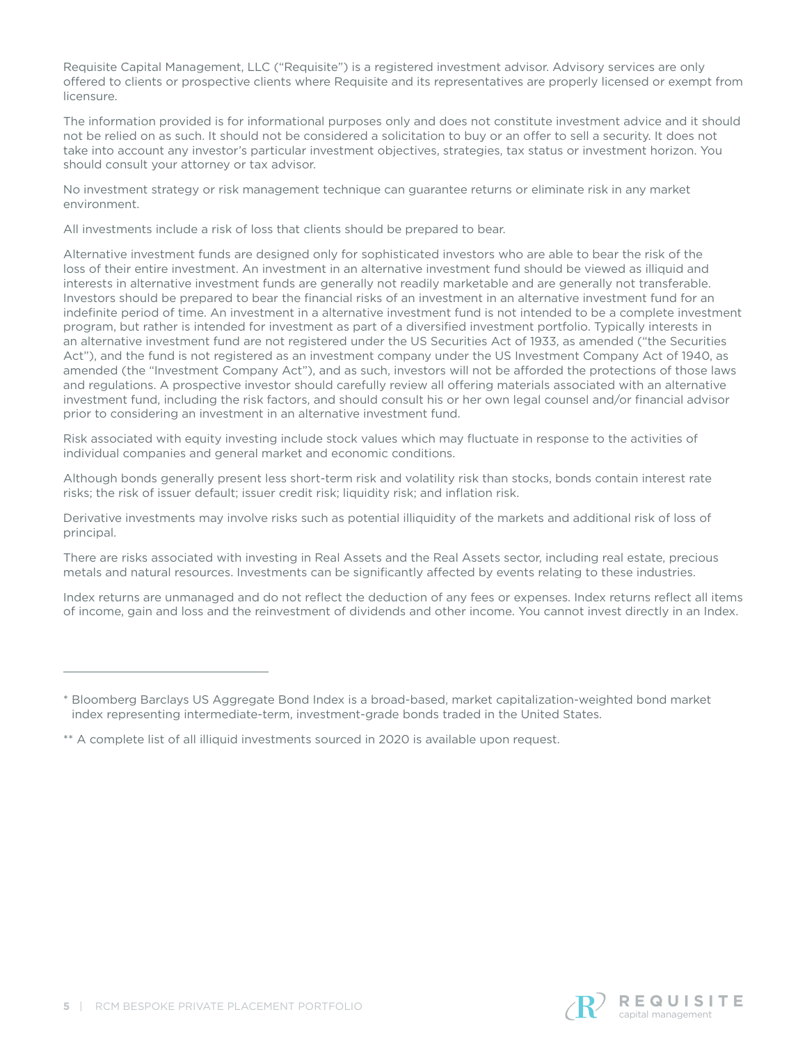Requisite Capital Management, LLC ("Requisite") is a registered investment advisor. Advisory services are only offered to clients or prospective clients where Requisite and its representatives are properly licensed or exempt from licensure.

The information provided is for informational purposes only and does not constitute investment advice and it should not be relied on as such. It should not be considered a solicitation to buy or an offer to sell a security. It does not take into account any investor's particular investment objectives, strategies, tax status or investment horizon. You should consult your attorney or tax advisor.

No investment strategy or risk management technique can guarantee returns or eliminate risk in any market environment.

All investments include a risk of loss that clients should be prepared to bear.

Alternative investment funds are designed only for sophisticated investors who are able to bear the risk of the loss of their entire investment. An investment in an alternative investment fund should be viewed as illiquid and interests in alternative investment funds are generally not readily marketable and are generally not transferable. Investors should be prepared to bear the financial risks of an investment in an alternative investment fund for an indefinite period of time. An investment in a alternative investment fund is not intended to be a complete investment program, but rather is intended for investment as part of a diversified investment portfolio. Typically interests in an alternative investment fund are not registered under the US Securities Act of 1933, as amended ("the Securities Act"), and the fund is not registered as an investment company under the US Investment Company Act of 1940, as amended (the "Investment Company Act"), and as such, investors will not be afforded the protections of those laws and regulations. A prospective investor should carefully review all offering materials associated with an alternative investment fund, including the risk factors, and should consult his or her own legal counsel and/or financial advisor prior to considering an investment in an alternative investment fund.

Risk associated with equity investing include stock values which may fluctuate in response to the activities of individual companies and general market and economic conditions.

Although bonds generally present less short-term risk and volatility risk than stocks, bonds contain interest rate risks; the risk of issuer default; issuer credit risk; liquidity risk; and inflation risk.

Derivative investments may involve risks such as potential illiquidity of the markets and additional risk of loss of principal.

There are risks associated with investing in Real Assets and the Real Assets sector, including real estate, precious metals and natural resources. Investments can be significantly affected by events relating to these industries.

Index returns are unmanaged and do not reflect the deduction of any fees or expenses. Index returns reflect all items of income, gain and loss and the reinvestment of dividends and other income. You cannot invest directly in an Index.

---

* Bloomberg Barclays US Aggregate Bond Index is a broad-based, market capitalization-weighted bond market index representing intermediate-term, investment-grade bonds traded in the United States.

** A complete list of all illiquid investments sourced in 2020 is available upon request.